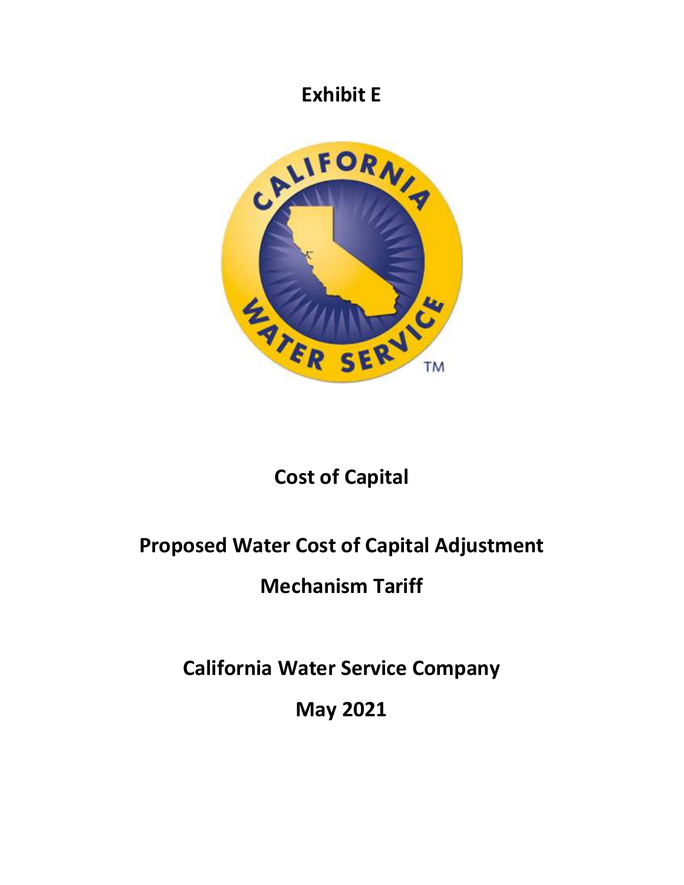# Exhibit E

# Cost of Capital

# Proposed Water Cost of Capital Adjustment Mechanism Tariff

# California Water Service Company

# May 2021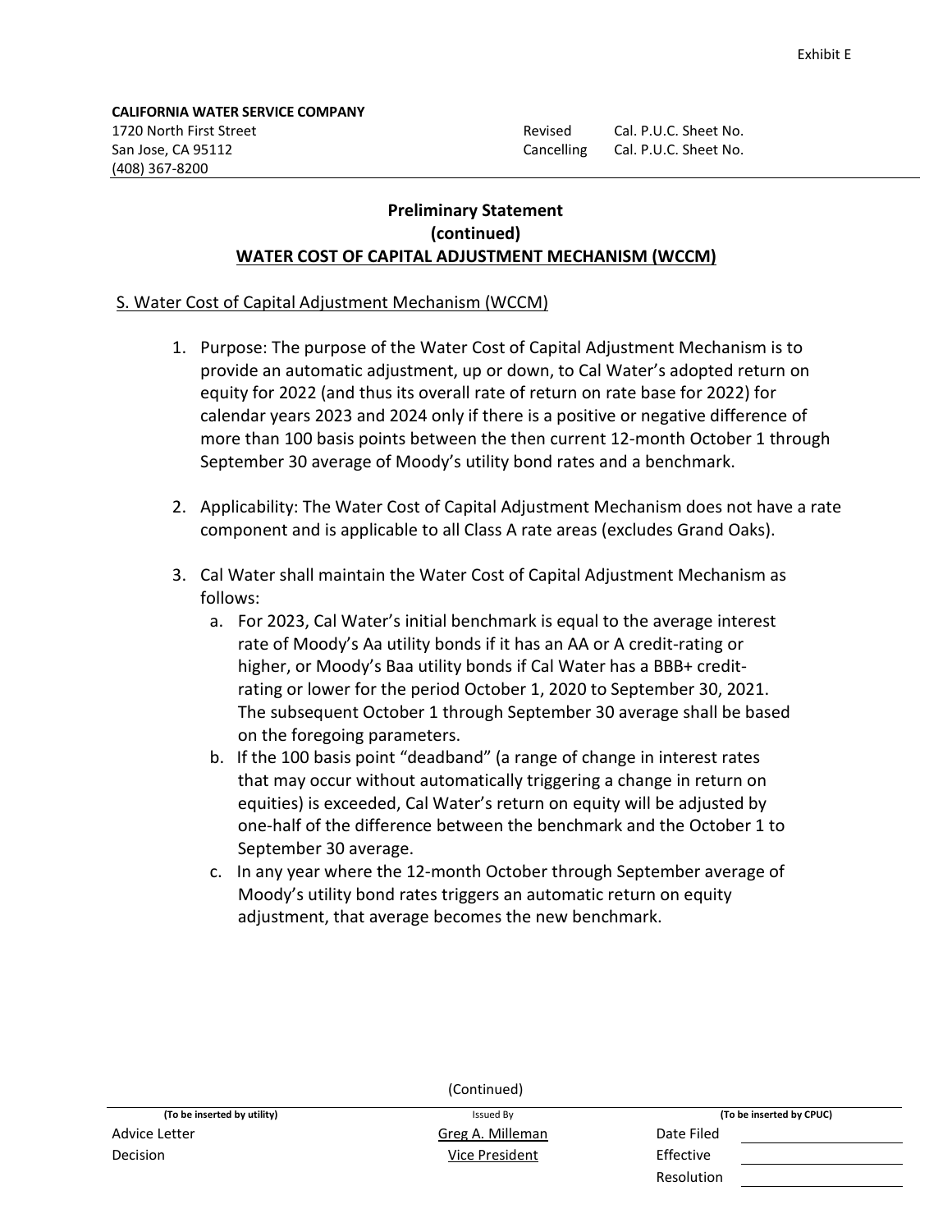Exhibit E

**CALIFORNIA WATER SERVICE COMPANY**
1720 North First Street
San Jose, CA 95112
(408) 367-8200

Revised Cal. P.U.C. Sheet No.
Cancelling Cal. P.U.C. Sheet No.

## Preliminary Statement
## (continued)
## WATER COST OF CAPITAL ADJUSTMENT MECHANISM (WCCM)

S. Water Cost of Capital Adjustment Mechanism (WCCM)

1. Purpose: The purpose of the Water Cost of Capital Adjustment Mechanism is to provide an automatic adjustment, up or down, to Cal Water's adopted return on equity for 2022 (and thus its overall rate of return on rate base for 2022) for calendar years 2023 and 2024 only if there is a positive or negative difference of more than 100 basis points between the then current 12-month October 1 through September 30 average of Moody's utility bond rates and a benchmark.

2. Applicability: The Water Cost of Capital Adjustment Mechanism does not have a rate component and is applicable to all Class A rate areas (excludes Grand Oaks).

3. Cal Water shall maintain the Water Cost of Capital Adjustment Mechanism as follows:
   a. For 2023, Cal Water's initial benchmark is equal to the average interest rate of Moody's Aa utility bonds if it has an AA or A credit-rating or higher, or Moody's Baa utility bonds if Cal Water has a BBB+ credit-rating or lower for the period October 1, 2020 to September 30, 2021. The subsequent October 1 through September 30 average shall be based on the foregoing parameters.
   b. If the 100 basis point "deadband" (a range of change in interest rates that may occur without automatically triggering a change in return on equities) is exceeded, Cal Water's return on equity will be adjusted by one-half of the difference between the benchmark and the October 1 to September 30 average.
   c. In any year where the 12-month October through September average of Moody's utility bond rates triggers an automatic return on equity adjustment, that average becomes the new benchmark.

(Continued)

| (To be inserted by utility) | Issued By | (To be inserted by CPUC) | |
|---|---|---|---|
| Advice Letter | Greg A. Milleman | Date Filed | |
| Decision | Vice President | Effective | |
| | | Resolution | |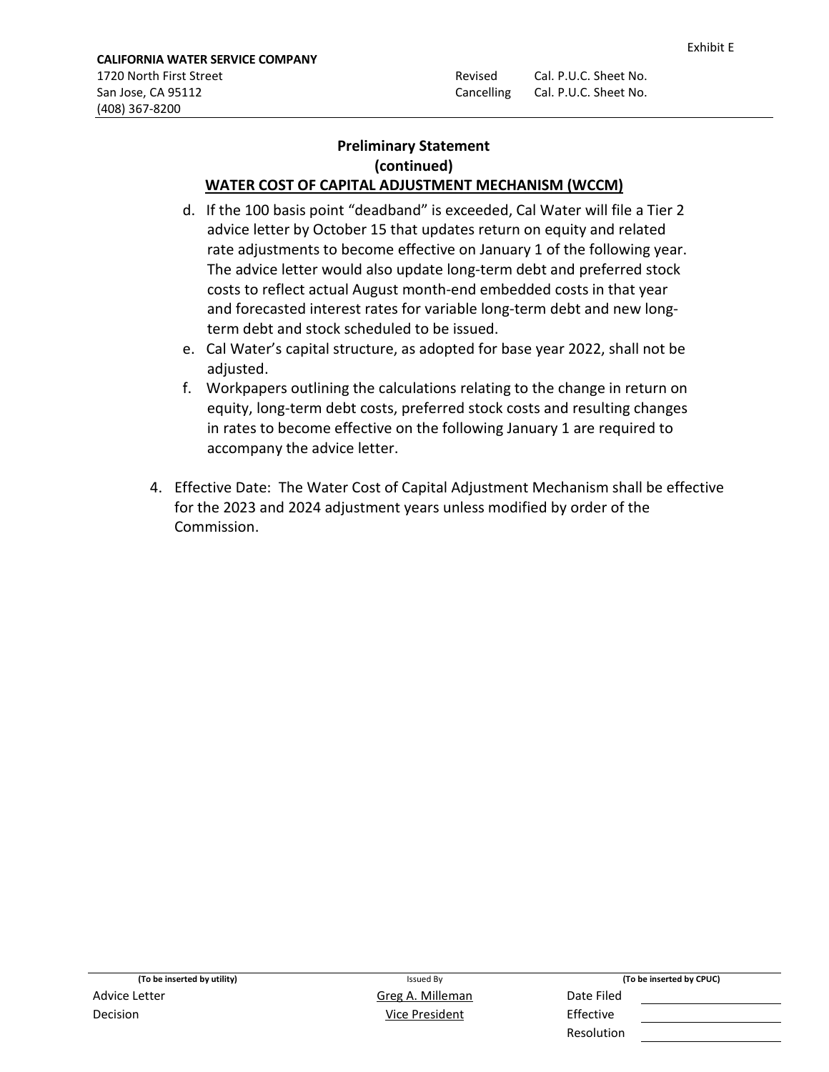Exhibit E

**CALIFORNIA WATER SERVICE COMPANY**
1720 North First Street
San Jose, CA 95112
(408) 367-8200

Revised Cal. P.U.C. Sheet No.
Cancelling Cal. P.U.C. Sheet No.

**Preliminary Statement**
**(continued)**
**WATER COST OF CAPITAL ADJUSTMENT MECHANISM (WCCM)**

d. If the 100 basis point "deadband" is exceeded, Cal Water will file a Tier 2 advice letter by October 15 that updates return on equity and related rate adjustments to become effective on January 1 of the following year. The advice letter would also update long-term debt and preferred stock costs to reflect actual August month-end embedded costs in that year and forecasted interest rates for variable long-term debt and new long-term debt and stock scheduled to be issued.

e. Cal Water's capital structure, as adopted for base year 2022, shall not be adjusted.

f. Workpapers outlining the calculations relating to the change in return on equity, long-term debt costs, preferred stock costs and resulting changes in rates to become effective on the following January 1 are required to accompany the advice letter.

4. Effective Date: The Water Cost of Capital Adjustment Mechanism shall be effective for the 2023 and 2024 adjustment years unless modified by order of the Commission.

| (To be inserted by utility) | Issued By | (To be inserted by CPUC) | |
|---|---|---|---|
| Advice Letter | Greg A. Milleman | Date Filed | |
| Decision | Vice President | Effective | |
| | | Resolution | |